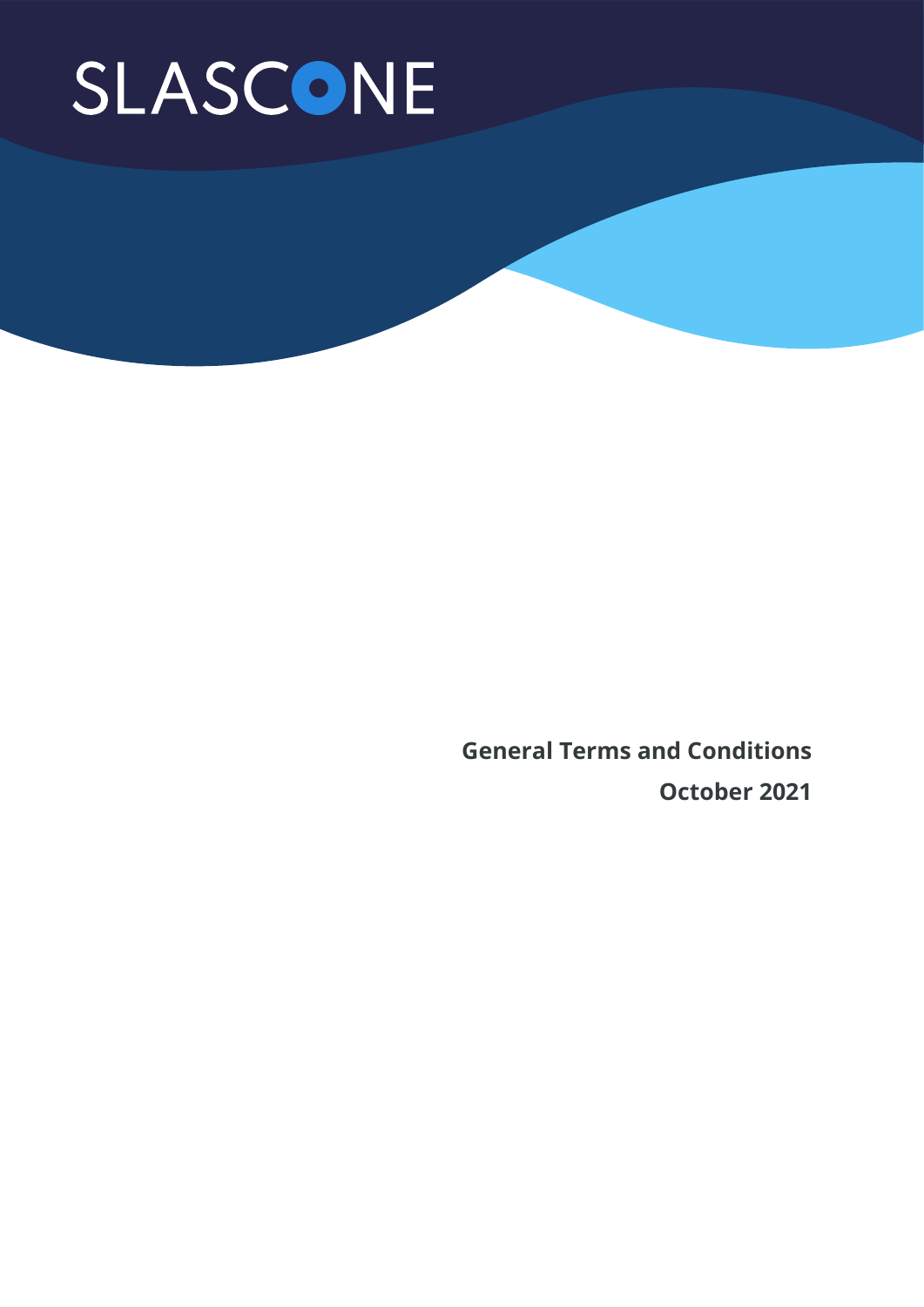SLASCONE

**General Terms and Conditions**

**October 2021**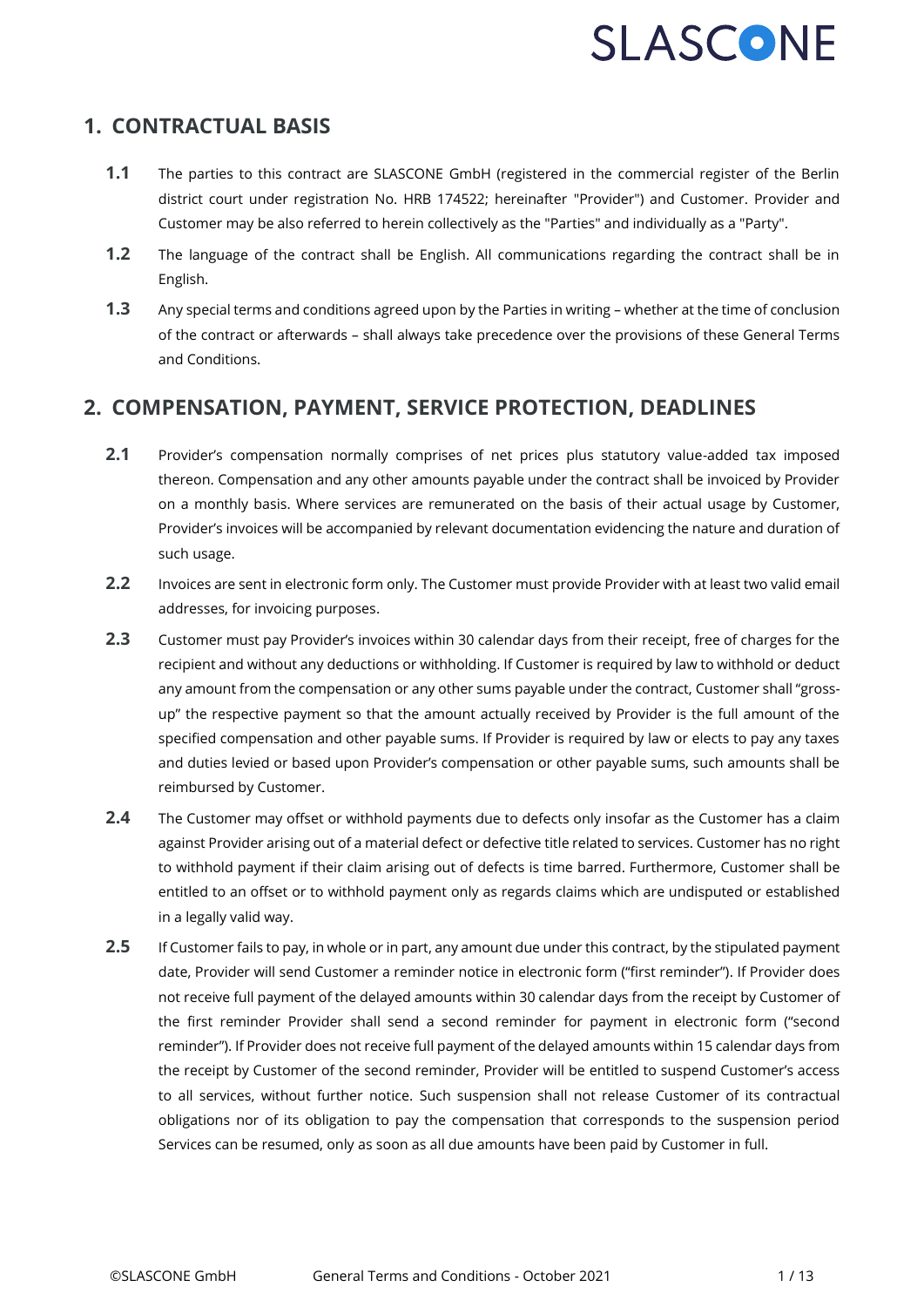## 1. CONTRACTUAL BASIS

**1.1** The parties to this contract are SLASCONE GmbH (registered in the commercial register of the Berlin district court under registration No. HRB 174522; hereinafter "Provider") and Customer. Provider and Customer may be also referred to herein collectively as the "Parties" and individually as a "Party".

**1.2** The language of the contract shall be English. All communications regarding the contract shall be in English.

**1.3** Any special terms and conditions agreed upon by the Parties in writing – whether at the time of conclusion of the contract or afterwards – shall always take precedence over the provisions of these General Terms and Conditions.

## 2. COMPENSATION, PAYMENT, SERVICE PROTECTION, DEADLINES

**2.1** Provider's compensation normally comprises of net prices plus statutory value-added tax imposed thereon. Compensation and any other amounts payable under the contract shall be invoiced by Provider on a monthly basis. Where services are remunerated on the basis of their actual usage by Customer, Provider's invoices will be accompanied by relevant documentation evidencing the nature and duration of such usage.

**2.2** Invoices are sent in electronic form only. The Customer must provide Provider with at least two valid email addresses, for invoicing purposes.

**2.3** Customer must pay Provider's invoices within 30 calendar days from their receipt, free of charges for the recipient and without any deductions or withholding. If Customer is required by law to withhold or deduct any amount from the compensation or any other sums payable under the contract, Customer shall "gross-up" the respective payment so that the amount actually received by Provider is the full amount of the specified compensation and other payable sums. If Provider is required by law or elects to pay any taxes and duties levied or based upon Provider's compensation or other payable sums, such amounts shall be reimbursed by Customer.

**2.4** The Customer may offset or withhold payments due to defects only insofar as the Customer has a claim against Provider arising out of a material defect or defective title related to services. Customer has no right to withhold payment if their claim arising out of defects is time barred. Furthermore, Customer shall be entitled to an offset or to withhold payment only as regards claims which are undisputed or established in a legally valid way.

**2.5** If Customer fails to pay, in whole or in part, any amount due under this contract, by the stipulated payment date, Provider will send Customer a reminder notice in electronic form ("first reminder"). If Provider does not receive full payment of the delayed amounts within 30 calendar days from the receipt by Customer of the first reminder Provider shall send a second reminder for payment in electronic form ("second reminder"). If Provider does not receive full payment of the delayed amounts within 15 calendar days from the receipt by Customer of the second reminder, Provider will be entitled to suspend Customer's access to all services, without further notice. Such suspension shall not release Customer of its contractual obligations nor of its obligation to pay the compensation that corresponds to the suspension period Services can be resumed, only as soon as all due amounts have been paid by Customer in full.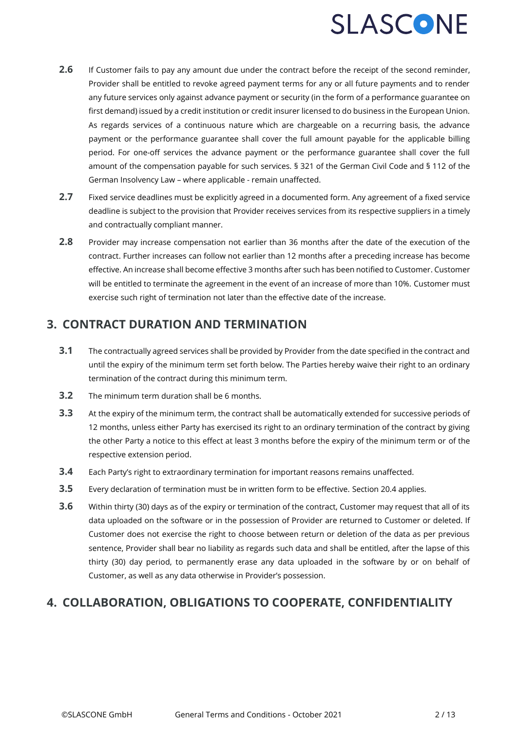**2.6** If Customer fails to pay any amount due under the contract before the receipt of the second reminder, Provider shall be entitled to revoke agreed payment terms for any or all future payments and to render any future services only against advance payment or security (in the form of a performance guarantee on first demand) issued by a credit institution or credit insurer licensed to do business in the European Union. As regards services of a continuous nature which are chargeable on a recurring basis, the advance payment or the performance guarantee shall cover the full amount payable for the applicable billing period. For one-off services the advance payment or the performance guarantee shall cover the full amount of the compensation payable for such services. § 321 of the German Civil Code and § 112 of the German Insolvency Law – where applicable - remain unaffected.

**2.7** Fixed service deadlines must be explicitly agreed in a documented form. Any agreement of a fixed service deadline is subject to the provision that Provider receives services from its respective suppliers in a timely and contractually compliant manner.

**2.8** Provider may increase compensation not earlier than 36 months after the date of the execution of the contract. Further increases can follow not earlier than 12 months after a preceding increase has become effective. An increase shall become effective 3 months after such has been notified to Customer. Customer will be entitled to terminate the agreement in the event of an increase of more than 10%. Customer must exercise such right of termination not later than the effective date of the increase.

## 3. CONTRACT DURATION AND TERMINATION

**3.1** The contractually agreed services shall be provided by Provider from the date specified in the contract and until the expiry of the minimum term set forth below. The Parties hereby waive their right to an ordinary termination of the contract during this minimum term.

**3.2** The minimum term duration shall be 6 months.

**3.3** At the expiry of the minimum term, the contract shall be automatically extended for successive periods of 12 months, unless either Party has exercised its right to an ordinary termination of the contract by giving the other Party a notice to this effect at least 3 months before the expiry of the minimum term or of the respective extension period.

**3.4** Each Party's right to extraordinary termination for important reasons remains unaffected.

**3.5** Every declaration of termination must be in written form to be effective. Section 20.4 applies.

**3.6** Within thirty (30) days as of the expiry or termination of the contract, Customer may request that all of its data uploaded on the software or in the possession of Provider are returned to Customer or deleted. If Customer does not exercise the right to choose between return or deletion of the data as per previous sentence, Provider shall bear no liability as regards such data and shall be entitled, after the lapse of this thirty (30) day period, to permanently erase any data uploaded in the software by or on behalf of Customer, as well as any data otherwise in Provider's possession.

## 4. COLLABORATION, OBLIGATIONS TO COOPERATE, CONFIDENTIALITY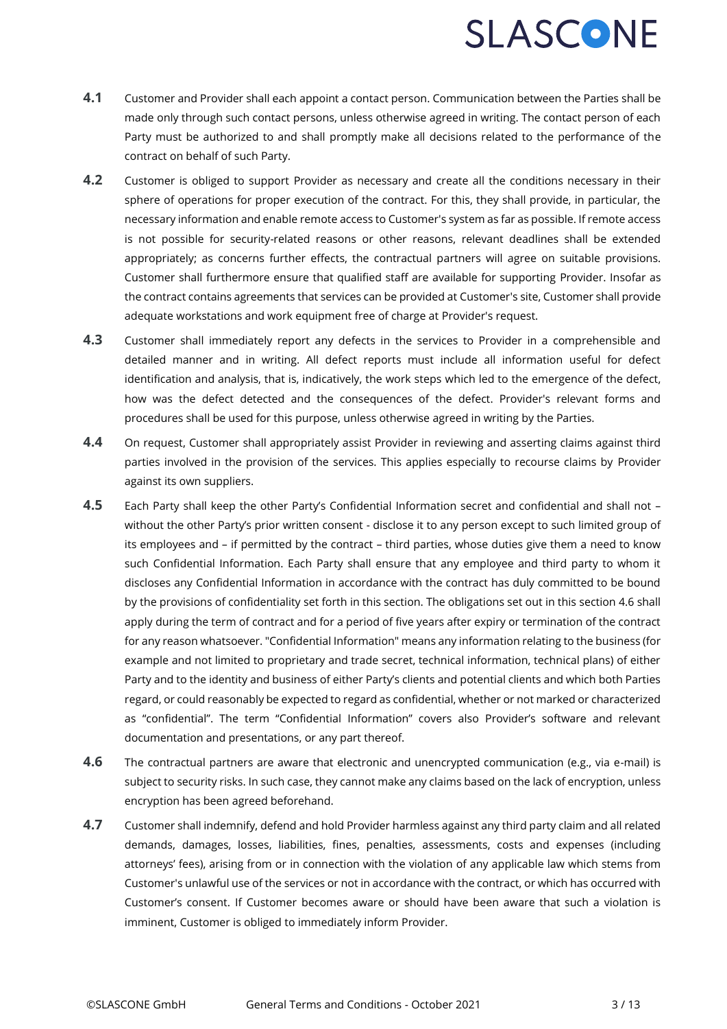**4.1** Customer and Provider shall each appoint a contact person. Communication between the Parties shall be made only through such contact persons, unless otherwise agreed in writing. The contact person of each Party must be authorized to and shall promptly make all decisions related to the performance of the contract on behalf of such Party.

**4.2** Customer is obliged to support Provider as necessary and create all the conditions necessary in their sphere of operations for proper execution of the contract. For this, they shall provide, in particular, the necessary information and enable remote access to Customer's system as far as possible. If remote access is not possible for security-related reasons or other reasons, relevant deadlines shall be extended appropriately; as concerns further effects, the contractual partners will agree on suitable provisions. Customer shall furthermore ensure that qualified staff are available for supporting Provider. Insofar as the contract contains agreements that services can be provided at Customer's site, Customer shall provide adequate workstations and work equipment free of charge at Provider's request.

**4.3** Customer shall immediately report any defects in the services to Provider in a comprehensible and detailed manner and in writing. All defect reports must include all information useful for defect identification and analysis, that is, indicatively, the work steps which led to the emergence of the defect, how was the defect detected and the consequences of the defect. Provider's relevant forms and procedures shall be used for this purpose, unless otherwise agreed in writing by the Parties.

**4.4** On request, Customer shall appropriately assist Provider in reviewing and asserting claims against third parties involved in the provision of the services. This applies especially to recourse claims by Provider against its own suppliers.

**4.5** Each Party shall keep the other Party's Confidential Information secret and confidential and shall not – without the other Party's prior written consent - disclose it to any person except to such limited group of its employees and – if permitted by the contract – third parties, whose duties give them a need to know such Confidential Information. Each Party shall ensure that any employee and third party to whom it discloses any Confidential Information in accordance with the contract has duly committed to be bound by the provisions of confidentiality set forth in this section. The obligations set out in this section 4.6 shall apply during the term of contract and for a period of five years after expiry or termination of the contract for any reason whatsoever. "Confidential Information" means any information relating to the business (for example and not limited to proprietary and trade secret, technical information, technical plans) of either Party and to the identity and business of either Party's clients and potential clients and which both Parties regard, or could reasonably be expected to regard as confidential, whether or not marked or characterized as "confidential". The term "Confidential Information" covers also Provider's software and relevant documentation and presentations, or any part thereof.

**4.6** The contractual partners are aware that electronic and unencrypted communication (e.g., via e-mail) is subject to security risks. In such case, they cannot make any claims based on the lack of encryption, unless encryption has been agreed beforehand.

**4.7** Customer shall indemnify, defend and hold Provider harmless against any third party claim and all related demands, damages, losses, liabilities, fines, penalties, assessments, costs and expenses (including attorneys' fees), arising from or in connection with the violation of any applicable law which stems from Customer's unlawful use of the services or not in accordance with the contract, or which has occurred with Customer's consent. If Customer becomes aware or should have been aware that such a violation is imminent, Customer is obliged to immediately inform Provider.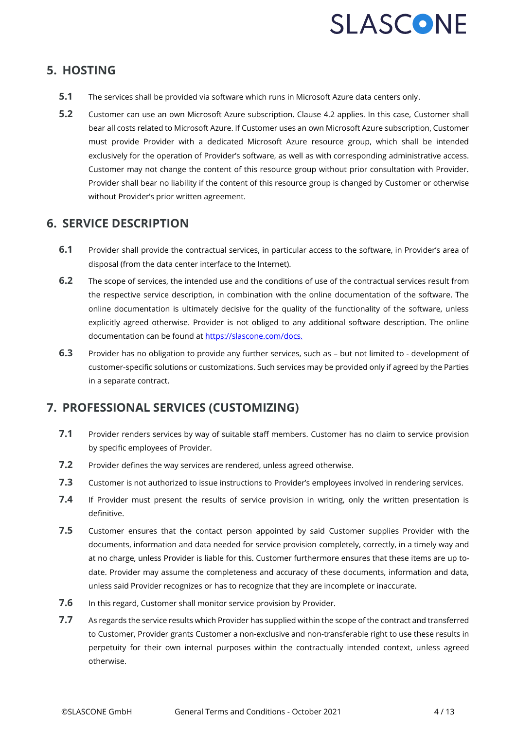## 5. HOSTING

**5.1** The services shall be provided via software which runs in Microsoft Azure data centers only.

**5.2** Customer can use an own Microsoft Azure subscription. Clause 4.2 applies. In this case, Customer shall bear all costs related to Microsoft Azure. If Customer uses an own Microsoft Azure subscription, Customer must provide Provider with a dedicated Microsoft Azure resource group, which shall be intended exclusively for the operation of Provider's software, as well as with corresponding administrative access. Customer may not change the content of this resource group without prior consultation with Provider. Provider shall bear no liability if the content of this resource group is changed by Customer or otherwise without Provider's prior written agreement.

## 6. SERVICE DESCRIPTION

**6.1** Provider shall provide the contractual services, in particular access to the software, in Provider's area of disposal (from the data center interface to the Internet).

**6.2** The scope of services, the intended use and the conditions of use of the contractual services result from the respective service description, in combination with the online documentation of the software. The online documentation is ultimately decisive for the quality of the functionality of the software, unless explicitly agreed otherwise. Provider is not obliged to any additional software description. The online documentation can be found at [https://slascone.com/docs.](https://slascone.com/docs)

**6.3** Provider has no obligation to provide any further services, such as – but not limited to - development of customer-specific solutions or customizations. Such services may be provided only if agreed by the Parties in a separate contract.

## 7. PROFESSIONAL SERVICES (CUSTOMIZING)

**7.1** Provider renders services by way of suitable staff members. Customer has no claim to service provision by specific employees of Provider.

**7.2** Provider defines the way services are rendered, unless agreed otherwise.

**7.3** Customer is not authorized to issue instructions to Provider's employees involved in rendering services.

**7.4** If Provider must present the results of service provision in writing, only the written presentation is definitive.

**7.5** Customer ensures that the contact person appointed by said Customer supplies Provider with the documents, information and data needed for service provision completely, correctly, in a timely way and at no charge, unless Provider is liable for this. Customer furthermore ensures that these items are up to-date. Provider may assume the completeness and accuracy of these documents, information and data, unless said Provider recognizes or has to recognize that they are incomplete or inaccurate.

**7.6** In this regard, Customer shall monitor service provision by Provider.

**7.7** As regards the service results which Provider has supplied within the scope of the contract and transferred to Customer, Provider grants Customer a non-exclusive and non-transferable right to use these results in perpetuity for their own internal purposes within the contractually intended context, unless agreed otherwise.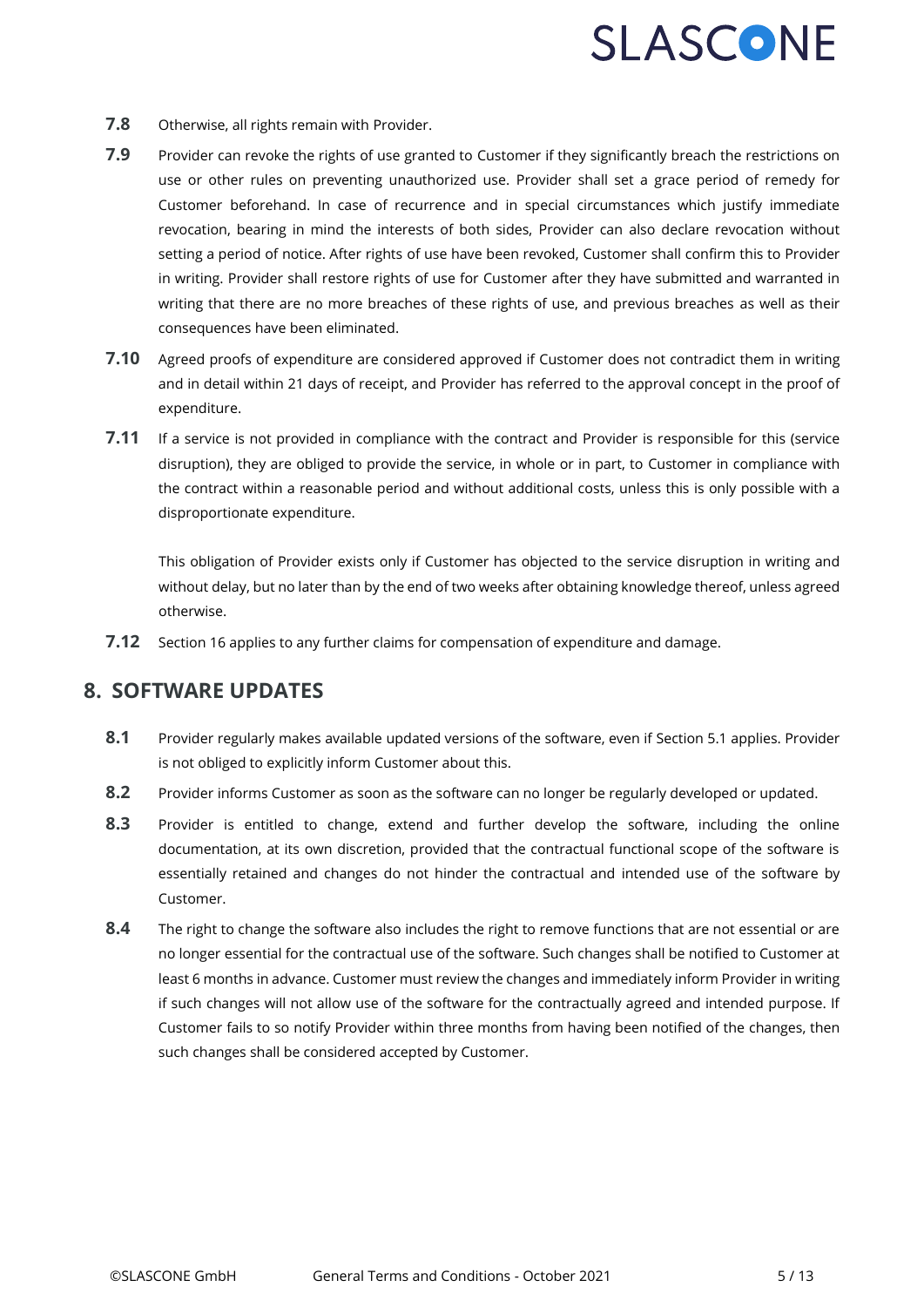**7.8** Otherwise, all rights remain with Provider.

**7.9** Provider can revoke the rights of use granted to Customer if they significantly breach the restrictions on use or other rules on preventing unauthorized use. Provider shall set a grace period of remedy for Customer beforehand. In case of recurrence and in special circumstances which justify immediate revocation, bearing in mind the interests of both sides, Provider can also declare revocation without setting a period of notice. After rights of use have been revoked, Customer shall confirm this to Provider in writing. Provider shall restore rights of use for Customer after they have submitted and warranted in writing that there are no more breaches of these rights of use, and previous breaches as well as their consequences have been eliminated.

**7.10** Agreed proofs of expenditure are considered approved if Customer does not contradict them in writing and in detail within 21 days of receipt, and Provider has referred to the approval concept in the proof of expenditure.

**7.11** If a service is not provided in compliance with the contract and Provider is responsible for this (service disruption), they are obliged to provide the service, in whole or in part, to Customer in compliance with the contract within a reasonable period and without additional costs, unless this is only possible with a disproportionate expenditure.

This obligation of Provider exists only if Customer has objected to the service disruption in writing and without delay, but no later than by the end of two weeks after obtaining knowledge thereof, unless agreed otherwise.

**7.12** Section 16 applies to any further claims for compensation of expenditure and damage.

## 8. SOFTWARE UPDATES

**8.1** Provider regularly makes available updated versions of the software, even if Section 5.1 applies. Provider is not obliged to explicitly inform Customer about this.

**8.2** Provider informs Customer as soon as the software can no longer be regularly developed or updated.

**8.3** Provider is entitled to change, extend and further develop the software, including the online documentation, at its own discretion, provided that the contractual functional scope of the software is essentially retained and changes do not hinder the contractual and intended use of the software by Customer.

**8.4** The right to change the software also includes the right to remove functions that are not essential or are no longer essential for the contractual use of the software. Such changes shall be notified to Customer at least 6 months in advance. Customer must review the changes and immediately inform Provider in writing if such changes will not allow use of the software for the contractually agreed and intended purpose. If Customer fails to so notify Provider within three months from having been notified of the changes, then such changes shall be considered accepted by Customer.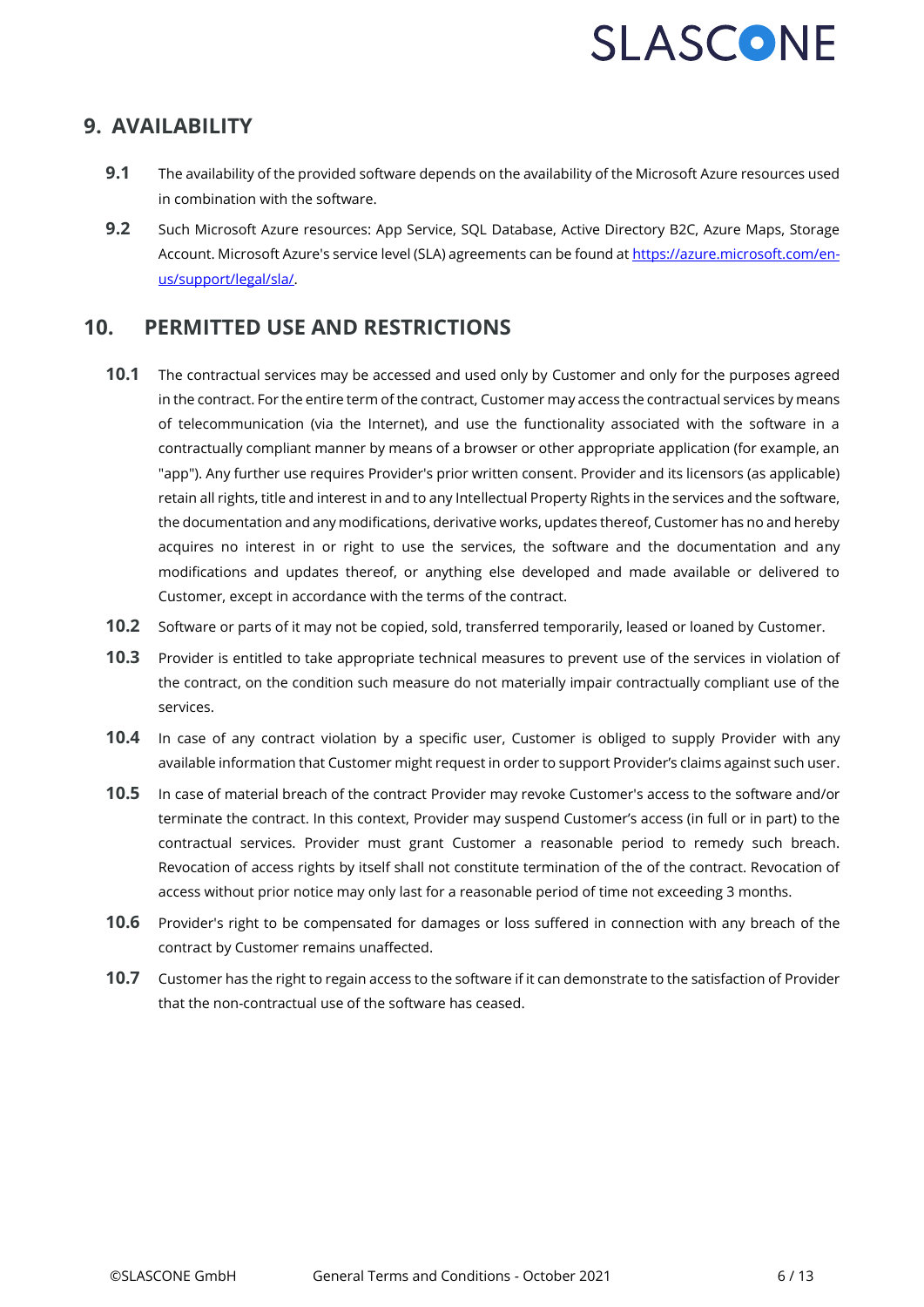## 9. AVAILABILITY

**9.1** The availability of the provided software depends on the availability of the Microsoft Azure resources used in combination with the software.

**9.2** Such Microsoft Azure resources: App Service, SQL Database, Active Directory B2C, Azure Maps, Storage Account. Microsoft Azure's service level (SLA) agreements can be found at [https://azure.microsoft.com/en-us/support/legal/sla/](https://azure.microsoft.com/en-us/support/legal/sla/).

## 10. PERMITTED USE AND RESTRICTIONS

**10.1** The contractual services may be accessed and used only by Customer and only for the purposes agreed in the contract. For the entire term of the contract, Customer may access the contractual services by means of telecommunication (via the Internet), and use the functionality associated with the software in a contractually compliant manner by means of a browser or other appropriate application (for example, an "app"). Any further use requires Provider's prior written consent. Provider and its licensors (as applicable) retain all rights, title and interest in and to any Intellectual Property Rights in the services and the software, the documentation and any modifications, derivative works, updates thereof, Customer has no and hereby acquires no interest in or right to use the services, the software and the documentation and any modifications and updates thereof, or anything else developed and made available or delivered to Customer, except in accordance with the terms of the contract.

**10.2** Software or parts of it may not be copied, sold, transferred temporarily, leased or loaned by Customer.

**10.3** Provider is entitled to take appropriate technical measures to prevent use of the services in violation of the contract, on the condition such measure do not materially impair contractually compliant use of the services.

**10.4** In case of any contract violation by a specific user, Customer is obliged to supply Provider with any available information that Customer might request in order to support Provider's claims against such user.

**10.5** In case of material breach of the contract Provider may revoke Customer's access to the software and/or terminate the contract. In this context, Provider may suspend Customer's access (in full or in part) to the contractual services. Provider must grant Customer a reasonable period to remedy such breach. Revocation of access rights by itself shall not constitute termination of the of the contract. Revocation of access without prior notice may only last for a reasonable period of time not exceeding 3 months.

**10.6** Provider's right to be compensated for damages or loss suffered in connection with any breach of the contract by Customer remains unaffected.

**10.7** Customer has the right to regain access to the software if it can demonstrate to the satisfaction of Provider that the non-contractual use of the software has ceased.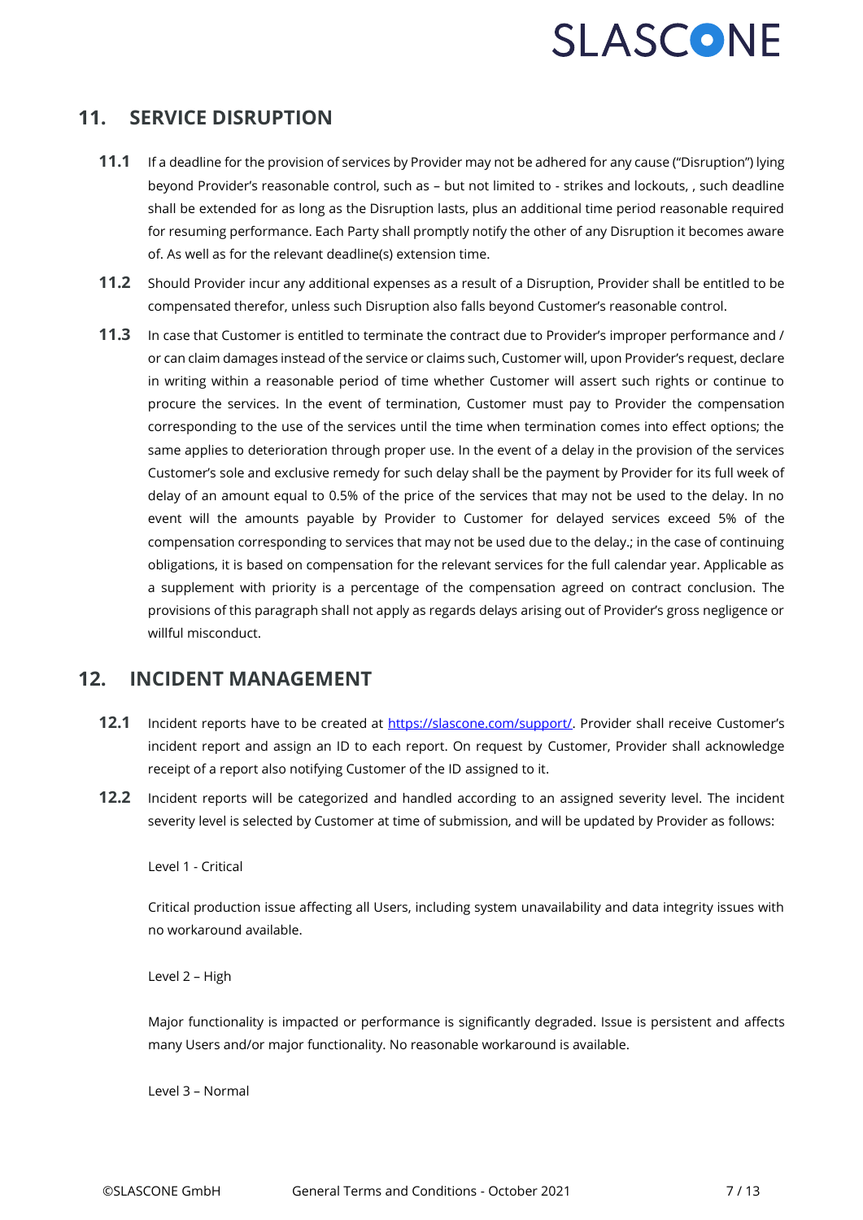## 11. SERVICE DISRUPTION

**11.1** If a deadline for the provision of services by Provider may not be adhered for any cause ("Disruption") lying beyond Provider's reasonable control, such as – but not limited to - strikes and lockouts, , such deadline shall be extended for as long as the Disruption lasts, plus an additional time period reasonable required for resuming performance. Each Party shall promptly notify the other of any Disruption it becomes aware of. As well as for the relevant deadline(s) extension time.

**11.2** Should Provider incur any additional expenses as a result of a Disruption, Provider shall be entitled to be compensated therefor, unless such Disruption also falls beyond Customer's reasonable control.

**11.3** In case that Customer is entitled to terminate the contract due to Provider's improper performance and / or can claim damages instead of the service or claims such, Customer will, upon Provider's request, declare in writing within a reasonable period of time whether Customer will assert such rights or continue to procure the services. In the event of termination, Customer must pay to Provider the compensation corresponding to the use of the services until the time when termination comes into effect options; the same applies to deterioration through proper use. In the event of a delay in the provision of the services Customer's sole and exclusive remedy for such delay shall be the payment by Provider for its full week of delay of an amount equal to 0.5% of the price of the services that may not be used to the delay. In no event will the amounts payable by Provider to Customer for delayed services exceed 5% of the compensation corresponding to services that may not be used due to the delay.; in the case of continuing obligations, it is based on compensation for the relevant services for the full calendar year. Applicable as a supplement with priority is a percentage of the compensation agreed on contract conclusion. The provisions of this paragraph shall not apply as regards delays arising out of Provider's gross negligence or willful misconduct.

## 12. INCIDENT MANAGEMENT

**12.1** Incident reports have to be created at [https://slascone.com/support/](https://slascone.com/support/). Provider shall receive Customer's incident report and assign an ID to each report. On request by Customer, Provider shall acknowledge receipt of a report also notifying Customer of the ID assigned to it.

**12.2** Incident reports will be categorized and handled according to an assigned severity level. The incident severity level is selected by Customer at time of submission, and will be updated by Provider as follows:

Level 1 - Critical

Critical production issue affecting all Users, including system unavailability and data integrity issues with no workaround available.

Level 2 – High

Major functionality is impacted or performance is significantly degraded. Issue is persistent and affects many Users and/or major functionality. No reasonable workaround is available.

Level 3 – Normal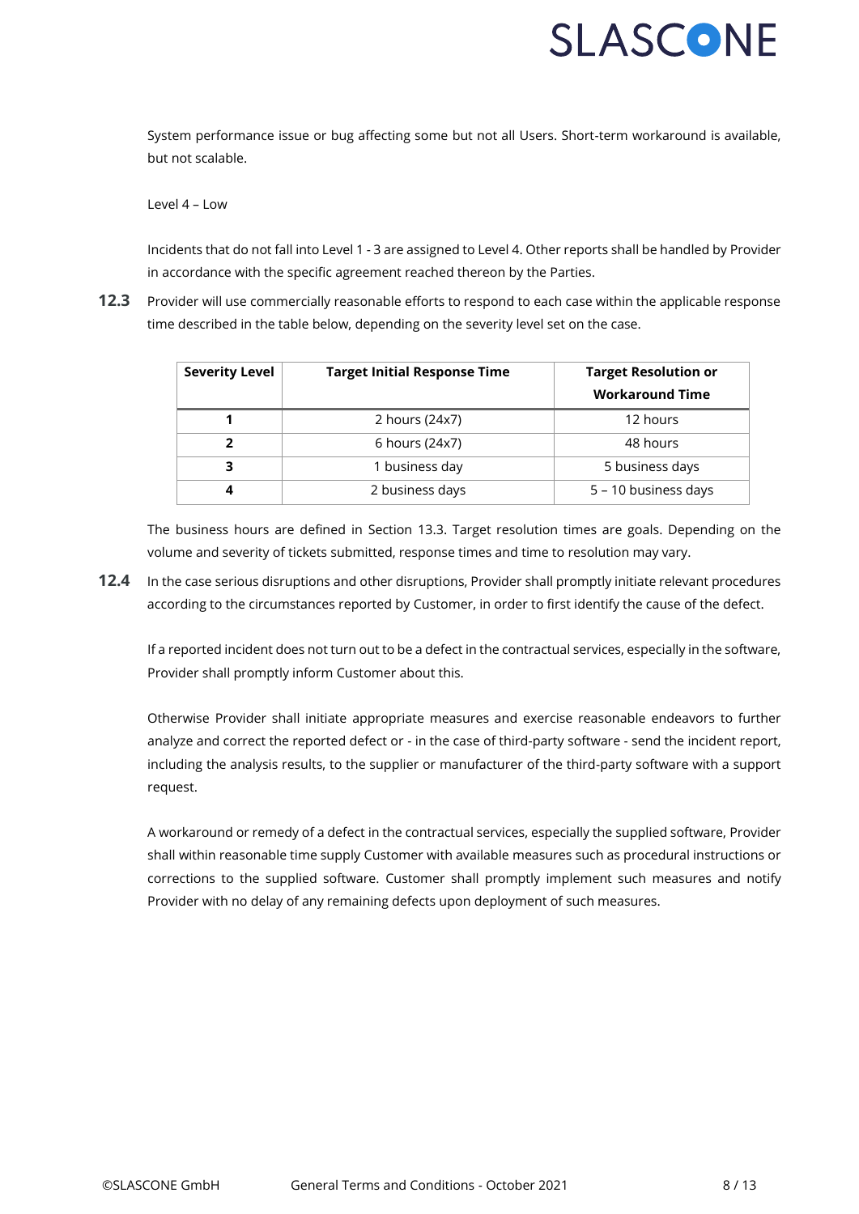System performance issue or bug affecting some but not all Users. Short-term workaround is available, but not scalable.

Level 4 – Low

Incidents that do not fall into Level 1 - 3 are assigned to Level 4. Other reports shall be handled by Provider in accordance with the specific agreement reached thereon by the Parties.

**12.3** Provider will use commercially reasonable efforts to respond to each case within the applicable response time described in the table below, depending on the severity level set on the case.

| Severity Level | Target Initial Response Time | Target Resolution or Workaround Time |
|---|---|---|
| **1** | 2 hours (24x7) | 12 hours |
| **2** | 6 hours (24x7) | 48 hours |
| **3** | 1 business day | 5 business days |
| **4** | 2 business days | 5 – 10 business days |

The business hours are defined in Section 13.3. Target resolution times are goals. Depending on the volume and severity of tickets submitted, response times and time to resolution may vary.

**12.4** In the case serious disruptions and other disruptions, Provider shall promptly initiate relevant procedures according to the circumstances reported by Customer, in order to first identify the cause of the defect.

If a reported incident does not turn out to be a defect in the contractual services, especially in the software, Provider shall promptly inform Customer about this.

Otherwise Provider shall initiate appropriate measures and exercise reasonable endeavors to further analyze and correct the reported defect or - in the case of third-party software - send the incident report, including the analysis results, to the supplier or manufacturer of the third-party software with a support request.

A workaround or remedy of a defect in the contractual services, especially the supplied software, Provider shall within reasonable time supply Customer with available measures such as procedural instructions or corrections to the supplied software. Customer shall promptly implement such measures and notify Provider with no delay of any remaining defects upon deployment of such measures.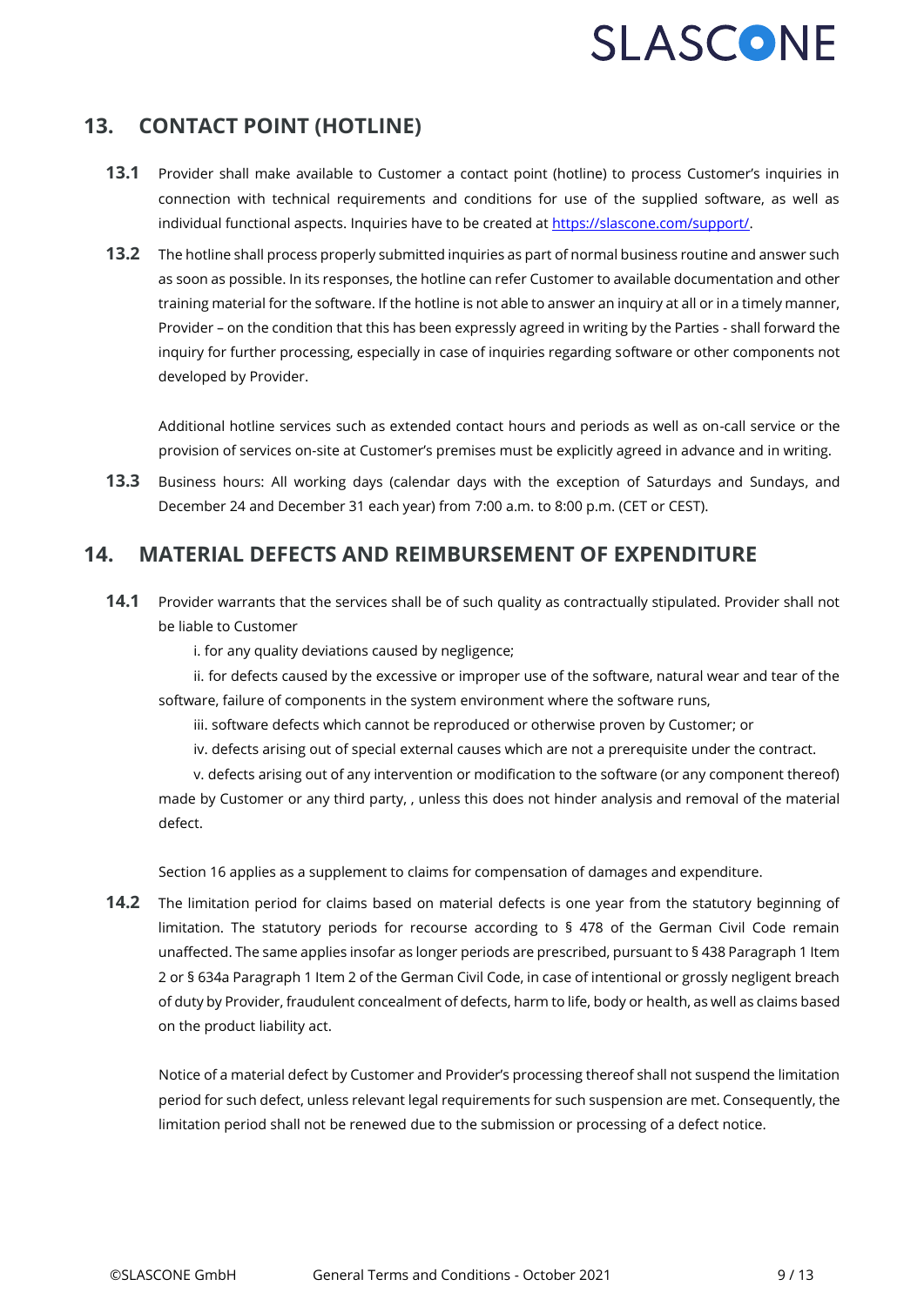## 13. CONTACT POINT (HOTLINE)

**13.1** Provider shall make available to Customer a contact point (hotline) to process Customer's inquiries in connection with technical requirements and conditions for use of the supplied software, as well as individual functional aspects. Inquiries have to be created at [https://slascone.com/support/](https://slascone.com/support/).

**13.2** The hotline shall process properly submitted inquiries as part of normal business routine and answer such as soon as possible. In its responses, the hotline can refer Customer to available documentation and other training material for the software. If the hotline is not able to answer an inquiry at all or in a timely manner, Provider – on the condition that this has been expressly agreed in writing by the Parties - shall forward the inquiry for further processing, especially in case of inquiries regarding software or other components not developed by Provider.

Additional hotline services such as extended contact hours and periods as well as on-call service or the provision of services on-site at Customer's premises must be explicitly agreed in advance and in writing.

**13.3** Business hours: All working days (calendar days with the exception of Saturdays and Sundays, and December 24 and December 31 each year) from 7:00 a.m. to 8:00 p.m. (CET or CEST).

## 14. MATERIAL DEFECTS AND REIMBURSEMENT OF EXPENDITURE

**14.1** Provider warrants that the services shall be of such quality as contractually stipulated. Provider shall not be liable to Customer

i. for any quality deviations caused by negligence;

ii. for defects caused by the excessive or improper use of the software, natural wear and tear of the software, failure of components in the system environment where the software runs,

iii. software defects which cannot be reproduced or otherwise proven by Customer; or

iv. defects arising out of special external causes which are not a prerequisite under the contract.

v. defects arising out of any intervention or modification to the software (or any component thereof) made by Customer or any third party, , unless this does not hinder analysis and removal of the material defect.

Section 16 applies as a supplement to claims for compensation of damages and expenditure.

**14.2** The limitation period for claims based on material defects is one year from the statutory beginning of limitation. The statutory periods for recourse according to § 478 of the German Civil Code remain unaffected. The same applies insofar as longer periods are prescribed, pursuant to § 438 Paragraph 1 Item 2 or § 634a Paragraph 1 Item 2 of the German Civil Code, in case of intentional or grossly negligent breach of duty by Provider, fraudulent concealment of defects, harm to life, body or health, as well as claims based on the product liability act.

Notice of a material defect by Customer and Provider's processing thereof shall not suspend the limitation period for such defect, unless relevant legal requirements for such suspension are met. Consequently, the limitation period shall not be renewed due to the submission or processing of a defect notice.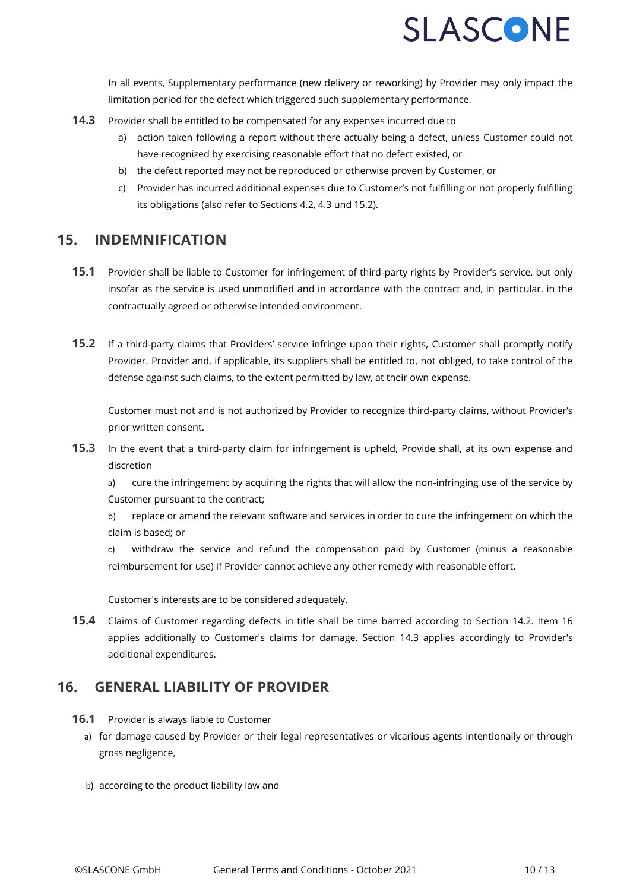In all events, Supplementary performance (new delivery or reworking) by Provider may only impact the limitation period for the defect which triggered such supplementary performance.

**14.3** Provider shall be entitled to be compensated for any expenses incurred due to

a) action taken following a report without there actually being a defect, unless Customer could not have recognized by exercising reasonable effort that no defect existed, or

b) the defect reported may not be reproduced or otherwise proven by Customer, or

c) Provider has incurred additional expenses due to Customer's not fulfilling or not properly fulfilling its obligations (also refer to Sections 4.2, 4.3 und 15.2).

## 15. INDEMNIFICATION

**15.1** Provider shall be liable to Customer for infringement of third-party rights by Provider's service, but only insofar as the service is used unmodified and in accordance with the contract and, in particular, in the contractually agreed or otherwise intended environment.

**15.2** If a third-party claims that Providers' service infringe upon their rights, Customer shall promptly notify Provider. Provider and, if applicable, its suppliers shall be entitled to, not obliged, to take control of the defense against such claims, to the extent permitted by law, at their own expense.

Customer must not and is not authorized by Provider to recognize third-party claims, without Provider's prior written consent.

**15.3** In the event that a third-party claim for infringement is upheld, Provide shall, at its own expense and discretion

a) cure the infringement by acquiring the rights that will allow the non-infringing use of the service by Customer pursuant to the contract;

b) replace or amend the relevant software and services in order to cure the infringement on which the claim is based; or

c) withdraw the service and refund the compensation paid by Customer (minus a reasonable reimbursement for use) if Provider cannot achieve any other remedy with reasonable effort.

Customer's interests are to be considered adequately.

**15.4** Claims of Customer regarding defects in title shall be time barred according to Section 14.2. Item 16 applies additionally to Customer's claims for damage. Section 14.3 applies accordingly to Provider's additional expenditures.

## 16. GENERAL LIABILITY OF PROVIDER

**16.1** Provider is always liable to Customer

a) for damage caused by Provider or their legal representatives or vicarious agents intentionally or through gross negligence,

b) according to the product liability law and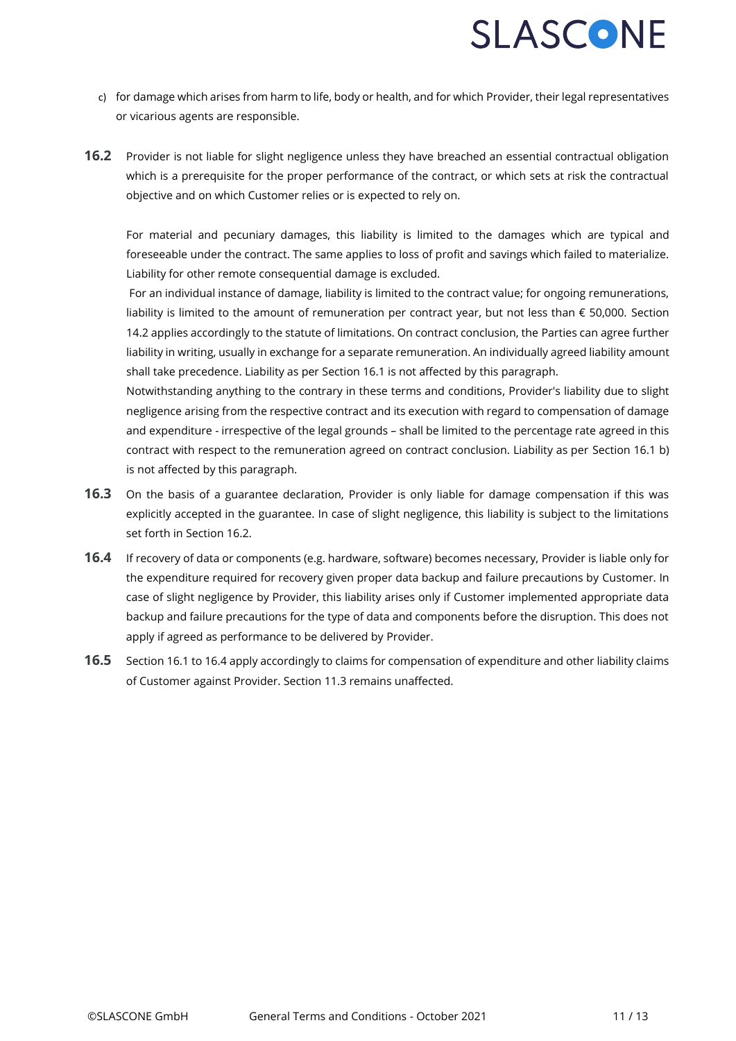c) for damage which arises from harm to life, body or health, and for which Provider, their legal representatives or vicarious agents are responsible.

**16.2** Provider is not liable for slight negligence unless they have breached an essential contractual obligation which is a prerequisite for the proper performance of the contract, or which sets at risk the contractual objective and on which Customer relies or is expected to rely on.

For material and pecuniary damages, this liability is limited to the damages which are typical and foreseeable under the contract. The same applies to loss of profit and savings which failed to materialize. Liability for other remote consequential damage is excluded.

For an individual instance of damage, liability is limited to the contract value; for ongoing remunerations, liability is limited to the amount of remuneration per contract year, but not less than € 50,000. Section 14.2 applies accordingly to the statute of limitations. On contract conclusion, the Parties can agree further liability in writing, usually in exchange for a separate remuneration. An individually agreed liability amount shall take precedence. Liability as per Section 16.1 is not affected by this paragraph.

Notwithstanding anything to the contrary in these terms and conditions, Provider's liability due to slight negligence arising from the respective contract and its execution with regard to compensation of damage and expenditure - irrespective of the legal grounds – shall be limited to the percentage rate agreed in this contract with respect to the remuneration agreed on contract conclusion. Liability as per Section 16.1 b) is not affected by this paragraph.

**16.3** On the basis of a guarantee declaration, Provider is only liable for damage compensation if this was explicitly accepted in the guarantee. In case of slight negligence, this liability is subject to the limitations set forth in Section 16.2.

**16.4** If recovery of data or components (e.g. hardware, software) becomes necessary, Provider is liable only for the expenditure required for recovery given proper data backup and failure precautions by Customer. In case of slight negligence by Provider, this liability arises only if Customer implemented appropriate data backup and failure precautions for the type of data and components before the disruption. This does not apply if agreed as performance to be delivered by Provider.

**16.5** Section 16.1 to 16.4 apply accordingly to claims for compensation of expenditure and other liability claims of Customer against Provider. Section 11.3 remains unaffected.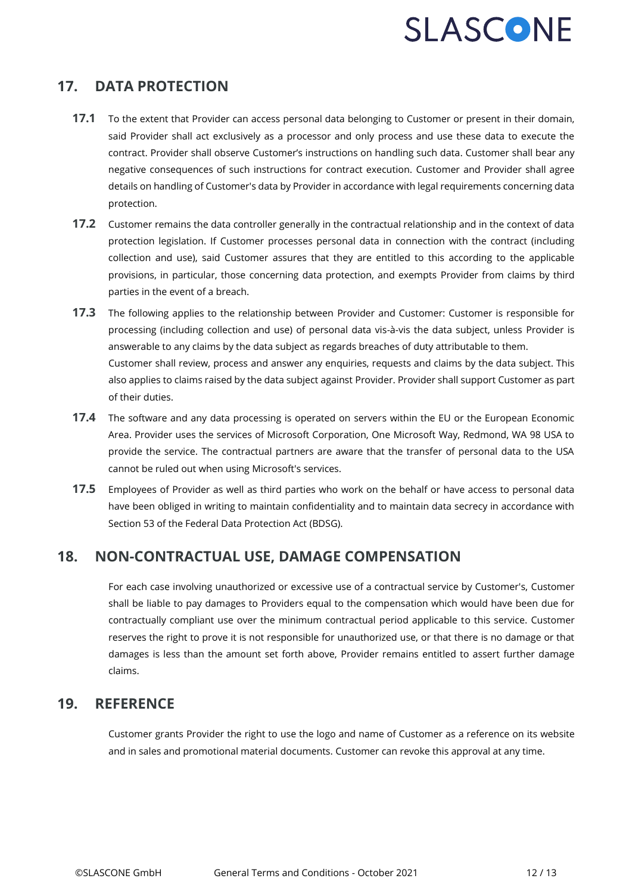## 17. DATA PROTECTION

**17.1** To the extent that Provider can access personal data belonging to Customer or present in their domain, said Provider shall act exclusively as a processor and only process and use these data to execute the contract. Provider shall observe Customer's instructions on handling such data. Customer shall bear any negative consequences of such instructions for contract execution. Customer and Provider shall agree details on handling of Customer's data by Provider in accordance with legal requirements concerning data protection.

**17.2** Customer remains the data controller generally in the contractual relationship and in the context of data protection legislation. If Customer processes personal data in connection with the contract (including collection and use), said Customer assures that they are entitled to this according to the applicable provisions, in particular, those concerning data protection, and exempts Provider from claims by third parties in the event of a breach.

**17.3** The following applies to the relationship between Provider and Customer: Customer is responsible for processing (including collection and use) of personal data vis-à-vis the data subject, unless Provider is answerable to any claims by the data subject as regards breaches of duty attributable to them.
Customer shall review, process and answer any enquiries, requests and claims by the data subject. This also applies to claims raised by the data subject against Provider. Provider shall support Customer as part of their duties.

**17.4** The software and any data processing is operated on servers within the EU or the European Economic Area. Provider uses the services of Microsoft Corporation, One Microsoft Way, Redmond, WA 98 USA to provide the service. The contractual partners are aware that the transfer of personal data to the USA cannot be ruled out when using Microsoft's services.

**17.5** Employees of Provider as well as third parties who work on the behalf or have access to personal data have been obliged in writing to maintain confidentiality and to maintain data secrecy in accordance with Section 53 of the Federal Data Protection Act (BDSG).

## 18. NON-CONTRACTUAL USE, DAMAGE COMPENSATION

For each case involving unauthorized or excessive use of a contractual service by Customer's, Customer shall be liable to pay damages to Providers equal to the compensation which would have been due for contractually compliant use over the minimum contractual period applicable to this service. Customer reserves the right to prove it is not responsible for unauthorized use, or that there is no damage or that damages is less than the amount set forth above, Provider remains entitled to assert further damage claims.

## 19. REFERENCE

Customer grants Provider the right to use the logo and name of Customer as a reference on its website and in sales and promotional material documents. Customer can revoke this approval at any time.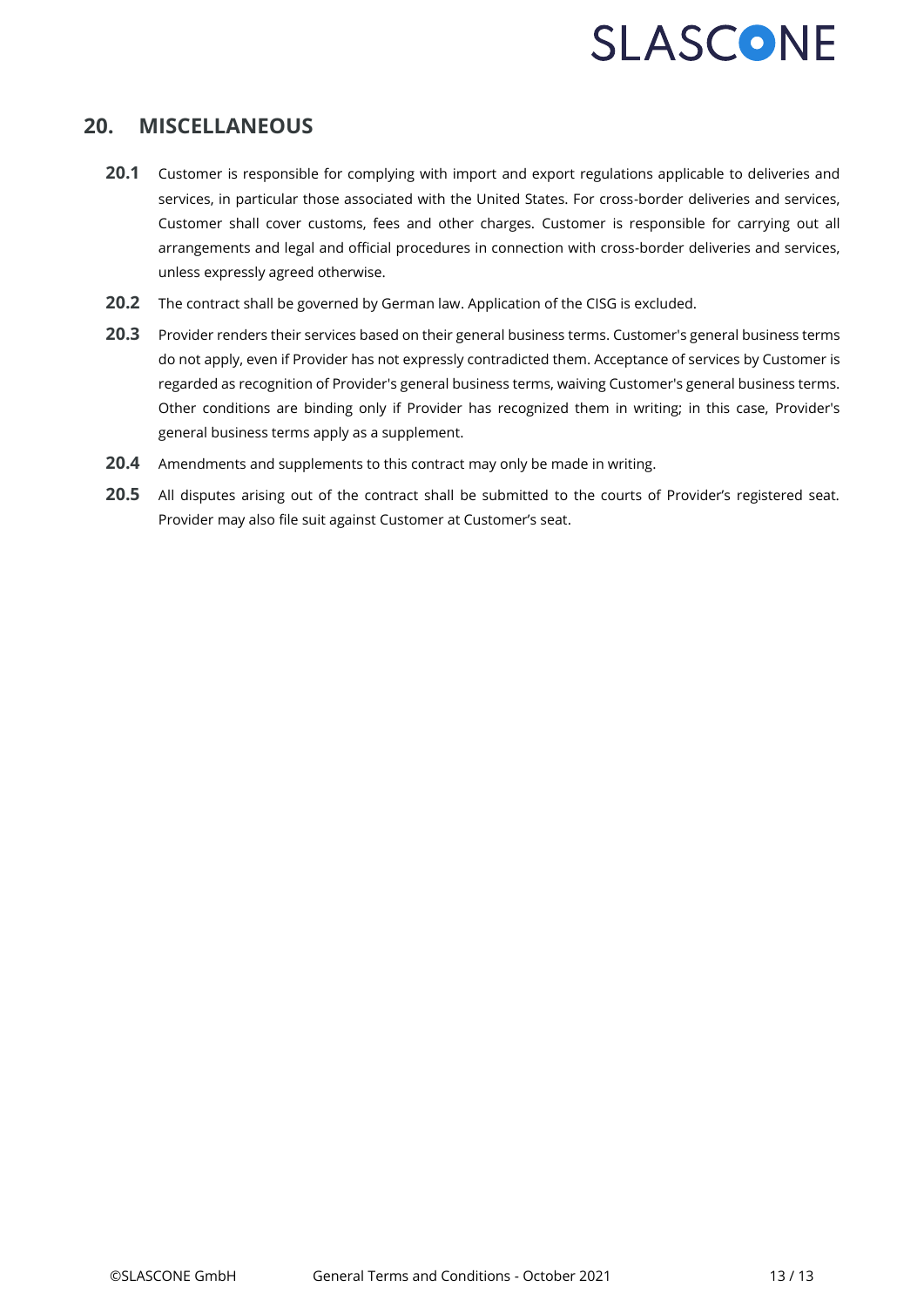## 20. MISCELLANEOUS

**20.1** Customer is responsible for complying with import and export regulations applicable to deliveries and services, in particular those associated with the United States. For cross-border deliveries and services, Customer shall cover customs, fees and other charges. Customer is responsible for carrying out all arrangements and legal and official procedures in connection with cross-border deliveries and services, unless expressly agreed otherwise.

**20.2** The contract shall be governed by German law. Application of the CISG is excluded.

**20.3** Provider renders their services based on their general business terms. Customer's general business terms do not apply, even if Provider has not expressly contradicted them. Acceptance of services by Customer is regarded as recognition of Provider's general business terms, waiving Customer's general business terms. Other conditions are binding only if Provider has recognized them in writing; in this case, Provider's general business terms apply as a supplement.

**20.4** Amendments and supplements to this contract may only be made in writing.

**20.5** All disputes arising out of the contract shall be submitted to the courts of Provider's registered seat. Provider may also file suit against Customer at Customer's seat.